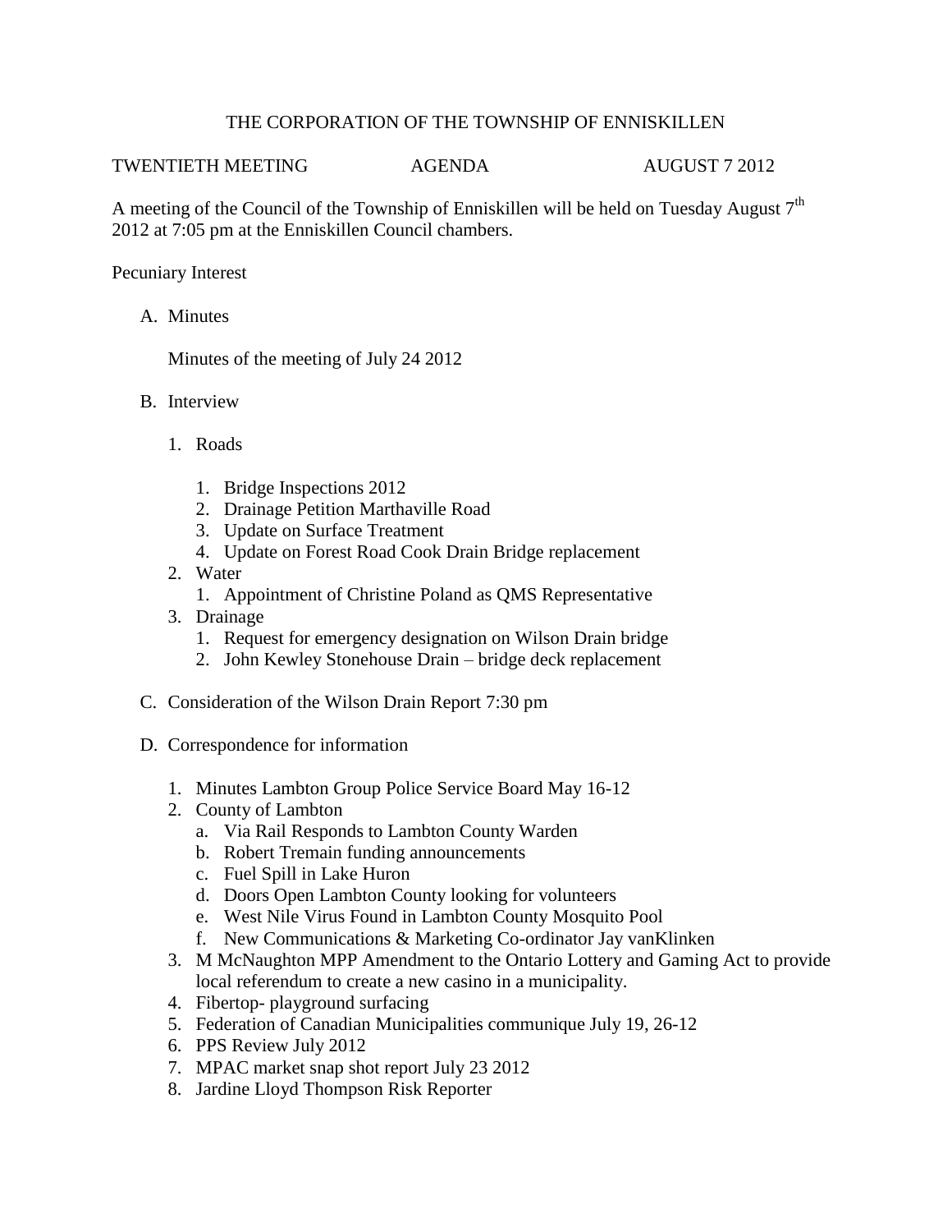# THE CORPORATION OF THE TOWNSHIP OF ENNISKILLEN

TWENTIETH MEETING AGENDA AUGUST 7 2012

A meeting of the Council of the Township of Enniskillen will be held on Tuesday August 7th 2012 at 7:05 pm at the Enniskillen Council chambers.

Pecuniary Interest

A. Minutes

   Minutes of the meeting of July 24 2012

B. Interview

   1. Roads
      1. Bridge Inspections 2012
      2. Drainage Petition Marthaville Road
      3. Update on Surface Treatment
      4. Update on Forest Road Cook Drain Bridge replacement
   2. Water
      1. Appointment of Christine Poland as QMS Representative
   3. Drainage
      1. Request for emergency designation on Wilson Drain bridge
      2. John Kewley Stonehouse Drain – bridge deck replacement

C. Consideration of the Wilson Drain Report 7:30 pm

D. Correspondence for information

   1. Minutes Lambton Group Police Service Board May 16-12
   2. County of Lambton
      a. Via Rail Responds to Lambton County Warden
      b. Robert Tremain funding announcements
      c. Fuel Spill in Lake Huron
      d. Doors Open Lambton County looking for volunteers
      e. West Nile Virus Found in Lambton County Mosquito Pool
      f. New Communications & Marketing Co-ordinator Jay vanKlinken
   3. M McNaughton MPP Amendment to the Ontario Lottery and Gaming Act to provide local referendum to create a new casino in a municipality.
   4. Fibertop- playground surfacing
   5. Federation of Canadian Municipalities communique July 19, 26-12
   6. PPS Review July 2012
   7. MPAC market snap shot report July 23 2012
   8. Jardine Lloyd Thompson Risk Reporter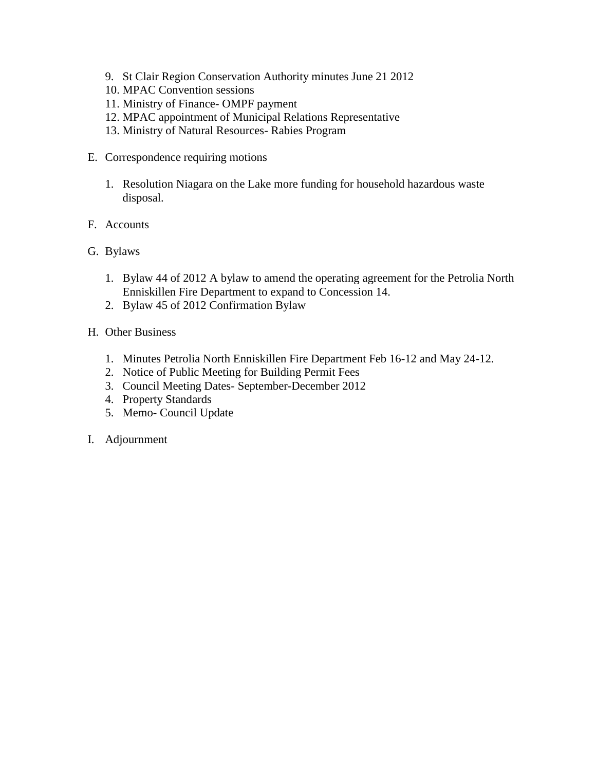9. St Clair Region Conservation Authority minutes June 21 2012
10. MPAC Convention sessions
11. Ministry of Finance- OMPF payment
12. MPAC appointment of Municipal Relations Representative
13. Ministry of Natural Resources- Rabies Program

E. Correspondence requiring motions

1. Resolution Niagara on the Lake more funding for household hazardous waste disposal.

F. Accounts

G. Bylaws

1. Bylaw 44 of 2012 A bylaw to amend the operating agreement for the Petrolia North Enniskillen Fire Department to expand to Concession 14.
2. Bylaw 45 of 2012 Confirmation Bylaw

H. Other Business

1. Minutes Petrolia North Enniskillen Fire Department Feb 16-12 and May 24-12.
2. Notice of Public Meeting for Building Permit Fees
3. Council Meeting Dates- September-December 2012
4. Property Standards
5. Memo- Council Update

I. Adjournment